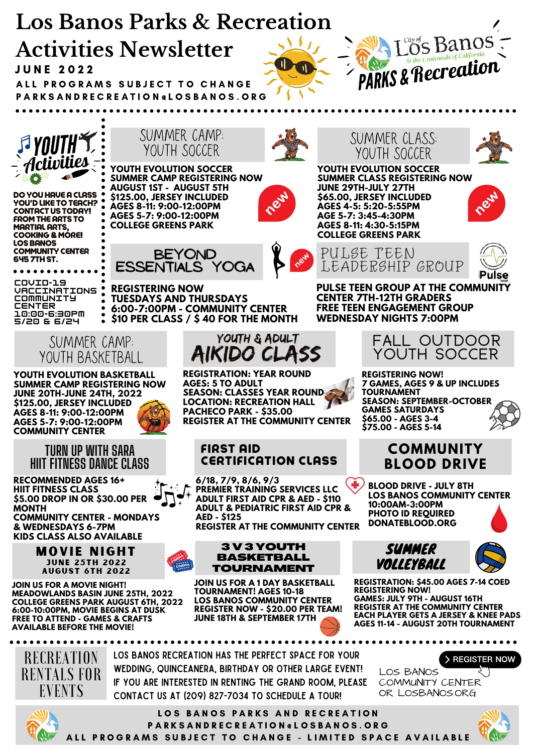# Los Banos Parks & Recreation Activities Newsletter

**JUNE 2022**

ALL PROGRAMS SUBJECT TO CHANGE

PARKSANDRECREATION@LOSBANOS.ORG

City of Los Banos — At the Crossroads of California — PARKS & Recreation

## Youth Activities

**DO YOU HAVE A CLASS YOU'D LIKE TO TEACH? CONTACT US TODAY! FROM THE ARTS TO MARTIAL ARTS, COOKING & MORE! LOS BANOS COMMUNITY CENTER 645 7TH ST.**

**COVID-19 VACCINATIONS COMMUNITY CENTER 10:00-6:30PM 5/20 & 6/24**

## Summer Camp: Youth Soccer

*new*

**YOUTH EVOLUTION SOCCER**
**SUMMER CAMP REGISTERING NOW**
**AUGUST 1ST - AUGUST 5TH**
**$125.00, JERSEY INCLUDED**
**AGES 8-11: 9:00-12:00PM**
**AGES 5-7: 9:00-12:00PM**
**COLLEGE GREENS PARK**

## Summer Class: Youth Soccer

*new*

**YOUTH EVOLUTION SOCCER**
**SUMMER CLASS REGISTERING NOW**
**JUNE 29TH-JULY 27TH**
**$65.00, JERSEY INCLUDED**
**AGES 4-5: 5:20-5:55PM**
**AGE 5-7: 3:45-4:30PM**
**AGES 8-11: 4:30-5:15PM**
**COLLEGE GREENS PARK**

## Beyond Essentials Yoga

*new*

**REGISTERING NOW**
**TUESDAYS AND THURSDAYS**
**6:00-7:00PM - COMMUNITY CENTER**
**$10 PER CLASS / $ 40 FOR THE MONTH**

## Pulse Teen Leadership Group

**PULSE TEEN GROUP AT THE COMMUNITY CENTER 7TH-12TH GRADERS**
**FREE TEEN ENGAGEMENT GROUP**
**WEDNESDAY NIGHTS 7:00PM**

## Summer Camp: Youth Basketball

**YOUTH EVOLUTION BASKETBALL**
**SUMMER CAMP REGISTERING NOW**
**JUNE 20TH-JUNE 24TH, 2022**
**$125.00, JERSEY INCLUDED**
**AGES 8-11: 9:00-12:00PM**
**AGES 5-7: 9:00-12:00PM**
**COMMUNITY CENTER**

## Youth & Adult Aikido Class

**REGISTRATION: YEAR ROUND**
**AGES: 5 TO ADULT**
**SEASON: CLASSES YEAR ROUND**
**LOCATION: RECREATION HALL**
**PACHECO PARK - $35.00**
**REGISTER AT THE COMMUNITY CENTER**

## Fall Outdoor Youth Soccer

**REGISTERING NOW!**
**7 GAMES, AGES 9 & UP INCLUDES TOURNAMENT**
**SEASON: SEPTEMBER-OCTOBER**
**GAMES SATURDAYS**
**$65.00 - AGES 3-4**
**$75.00 - AGES 5-14**

## Turn Up with Sara HIIT Fitness Dance Class

**RECOMMENDED AGES 16+**
**HIIT FITNESS CLASS**
**$5.00 DROP IN OR $30.00 PER MONTH**
**COMMUNITY CENTER - MONDAYS & WEDNESDAYS 6-7PM**
**KIDS CLASS ALSO AVAILABLE**

## First Aid Certification Class

**6/18, 7/9, 8/6, 9/3**
**PREMIER TRAINING SERVICES LLC**
**ADULT FIRST AID CPR & AED - $110**
**ADULT & PEDIATRIC FIRST AID CPR & AED - $125**
**REGISTER AT THE COMMUNITY CENTER**

## Community Blood Drive

**BLOOD DRIVE - JULY 8TH**
**LOS BANOS COMMUNITY CENTER**
**10:00AM-3:00PM**
**PHOTO ID REQUIRED**
**DONATEBLOOD.ORG**

## Movie Night

**JUNE 25TH 2022**
**AUGUST 6TH 2022**

**JOIN US FOR A MOVIE NIGHT!**
**MEADOWLANDS BASIN JUNE 25TH, 2022**
**COLLEGE GREENS PARK AUGUST 6TH, 2022**
**6:00-10:00PM, MOVIE BEGINS AT DUSK**
**FREE TO ATTEND - GAMES & CRAFTS AVAILABLE BEFORE THE MOVIE!**

## 3 V 3 Youth Basketball Tournament

**JOIN US FOR A 1 DAY BASKETBALL TOURNAMENT! AGES 10-18**
**LOS BANOS COMMUNITY CENTER**
**REGISTER NOW - $20.00 PER TEAM!**
**JUNE 18TH & SEPTEMBER 17TH**

## Summer Volleyball

**REGISTRATION: $45.00 AGES 7-14 COED**
**REGISTERING NOW!**
**GAMES: JULY 9TH - AUGUST 16TH**
**REGISTER AT THE COMMUNITY CENTER**
**EACH PLAYER GETS A JERSEY & KNEE PADS**
**AGES 11-14 - AUGUST 20TH TOURNAMENT**

## Recreation Rentals for Events

LOS BANOS RECREATION HAS THE PERFECT SPACE FOR YOUR WEDDING, QUINCEANERA, BIRTHDAY OR OTHER LARGE EVENT! IF YOU ARE INTERESTED IN RENTING THE GRAND ROOM, PLEASE CONTACT US AT (209) 827-7034 TO SCHEDULE A TOUR!

> REGISTER NOW

LOS BANOS COMMUNITY CENTER OR LOSBANOS.ORG

LOS BANOS PARKS AND RECREATION
PARKSANDRECREATION@LOSBANOS.ORG
ALL PROGRAMS SUBJECT TO CHANGE - LIMITED SPACE AVAILABLE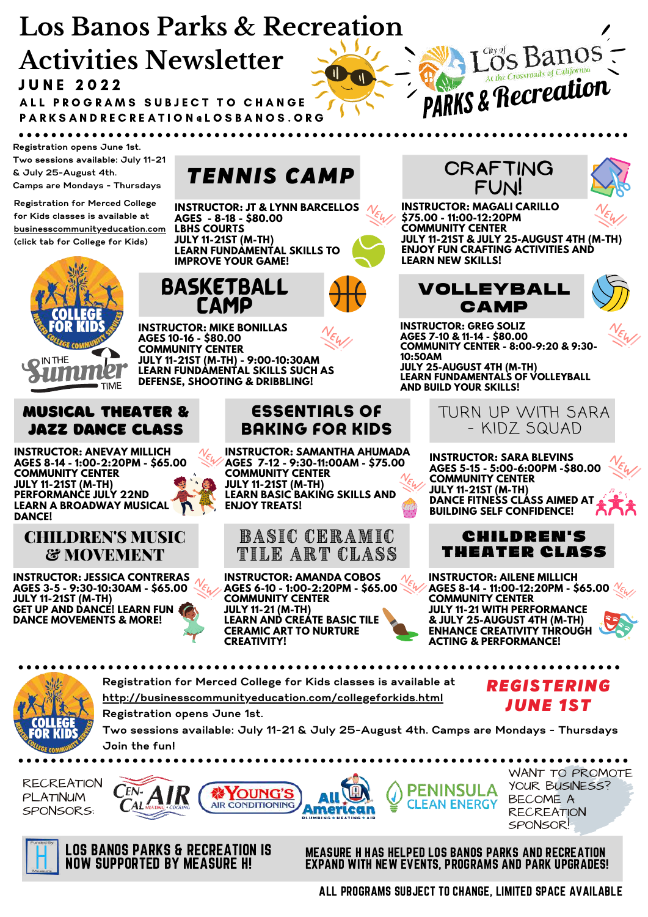# Los Banos Parks & Recreation Activities Newsletter

**JUNE 2022**

ALL PROGRAMS SUBJECT TO CHANGE

PARKSANDRECREATION@LOSBANOS.ORG

City of Los Banos — At the Crossroads of California — PARKS & Recreation

Registration opens June 1st.
Two sessions available: July 11-21 & July 25-August 4th.
Camps are Mondays - Thursdays

Registration for Merced College for Kids classes is available at businesscommunityeducation.com (click tab for College for Kids)

COLLEGE FOR KIDS — MERCED COLLEGE COMMUNITY SERVICES

IN THE Summer TIME

## TENNIS CAMP

NEW!

**INSTRUCTOR: JT & LYNN BARCELLOS**
**AGES - 8-18 - $80.00**
**LBHS COURTS**
**JULY 11-21ST (M-TH)**
**LEARN FUNDAMENTAL SKILLS TO IMPROVE YOUR GAME!**

## CRAFTING FUN!

NEW!

**INSTRUCTOR: MAGALI CARILLO**
**$75.00 - 11:00-12:20PM**
**COMMUNITY CENTER**
**JULY 11-21ST & JULY 25-AUGUST 4TH (M-TH)**
**ENJOY FUN CRAFTING ACTIVITIES AND LEARN NEW SKILLS!**

## BASKETBALL CAMP

NEW!

**INSTRUCTOR: MIKE BONILLAS**
**AGES 10-16 - $80.00**
**COMMUNITY CENTER**
**JULY 11-21ST (M-TH) - 9:00-10:30AM**
**LEARN FUNDAMENTAL SKILLS SUCH AS DEFENSE, SHOOTING & DRIBBLING!**

## VOLLEYBALL CAMP

NEW!

**INSTRUCTOR: GREG SOLIZ**
**AGES 7-10 & 11-14 - $80.00**
**COMMUNITY CENTER - 8:00-9:20 & 9:30-10:50AM**
**JULY 25-AUGUST 4TH (M-TH)**
**LEARN FUNDAMENTALS OF VOLLEYBALL AND BUILD YOUR SKILLS!**

## MUSICAL THEATER & JAZZ DANCE CLASS

NEW!

**INSTRUCTOR: ANEVAY MILLICH**
**AGES 8-14 - 1:00-2:20PM - $65.00**
**COMMUNITY CENTER**
**JULY 11-21ST (M-TH)**
**PERFORMANCE JULY 22ND**
**LEARN A BROADWAY MUSICAL DANCE!**

## ESSENTIALS OF BAKING FOR KIDS

NEW!

**INSTRUCTOR: SAMANTHA AHUMADA**
**AGES 7-12 - 9:30-11:00AM - $75.00**
**COMMUNITY CENTER**
**JULY 11-21ST (M-TH)**
**LEARN BASIC BAKING SKILLS AND ENJOY TREATS!**

## TURN UP WITH SARA - KIDZ SQUAD

NEW!

**INSTRUCTOR: SARA BLEVINS**
**AGES 5-15 - 5:00-6:00PM -$80.00**
**COMMUNITY CENTER**
**JULY 11-21ST (M-TH)**
**DANCE FITNESS CLASS AIMED AT BUILDING SELF CONFIDENCE!**

## CHILDREN'S MUSIC & MOVEMENT

NEW!

**INSTRUCTOR: JESSICA CONTRERAS**
**AGES 3-5 - 9:30-10:30AM - $65.00**
**JULY 11-21ST (M-TH)**
**GET UP AND DANCE! LEARN FUN DANCE MOVEMENTS & MORE!**

## BASIC CERAMIC TILE ART CLASS

NEW!

**INSTRUCTOR: AMANDA COBOS**
**AGES 6-10 - 1:00-2:20PM - $65.00**
**COMMUNITY CENTER**
**JULY 11-21 (M-TH)**
**LEARN AND CREATE BASIC TILE CERAMIC ART TO NURTURE CREATIVITY!**

## CHILDREN'S THEATER CLASS

NEW!

**INSTRUCTOR: AILENE MILLICH**
**AGES 8-14 - 11:00-12:20PM - $65.00**
**COMMUNITY CENTER**
**JULY 11-21 WITH PERFORMANCE & JULY 25-AUGUST 4TH (M-TH)**
**ENHANCE CREATIVITY THROUGH ACTING & PERFORMANCE!**

---

COLLEGE FOR KIDS — MERCED COLLEGE COMMUNITY SERVICES

Registration for Merced College for Kids classes is available at http://businesscommunityeducation.com/collegeforkids.html

Registration opens June 1st.

Two sessions available: July 11-21 & July 25-August 4th. Camps are Mondays - Thursdays

Join the fun!

***REGISTERING JUNE 1ST***

---

RECREATION PLATINUM SPONSORS: CEN-CAL AIR Heating • Cooling; YOUNG'S AIR CONDITIONING; All American Plumbing • Heating • Air; PENINSULA CLEAN ENERGY

WANT TO PROMOTE YOUR BUSINESS? BECOME A RECREATION SPONSOR!

Funded By Measure H

**LOS BANOS PARKS & RECREATION IS NOW SUPPORTED BY MEASURE H!**

**MEASURE H HAS HELPED LOS BANOS PARKS AND RECREATION EXPAND WITH NEW EVENTS, PROGRAMS AND PARK UPGRADES!**

**ALL PROGRAMS SUBJECT TO CHANGE, LIMITED SPACE AVAILABLE**